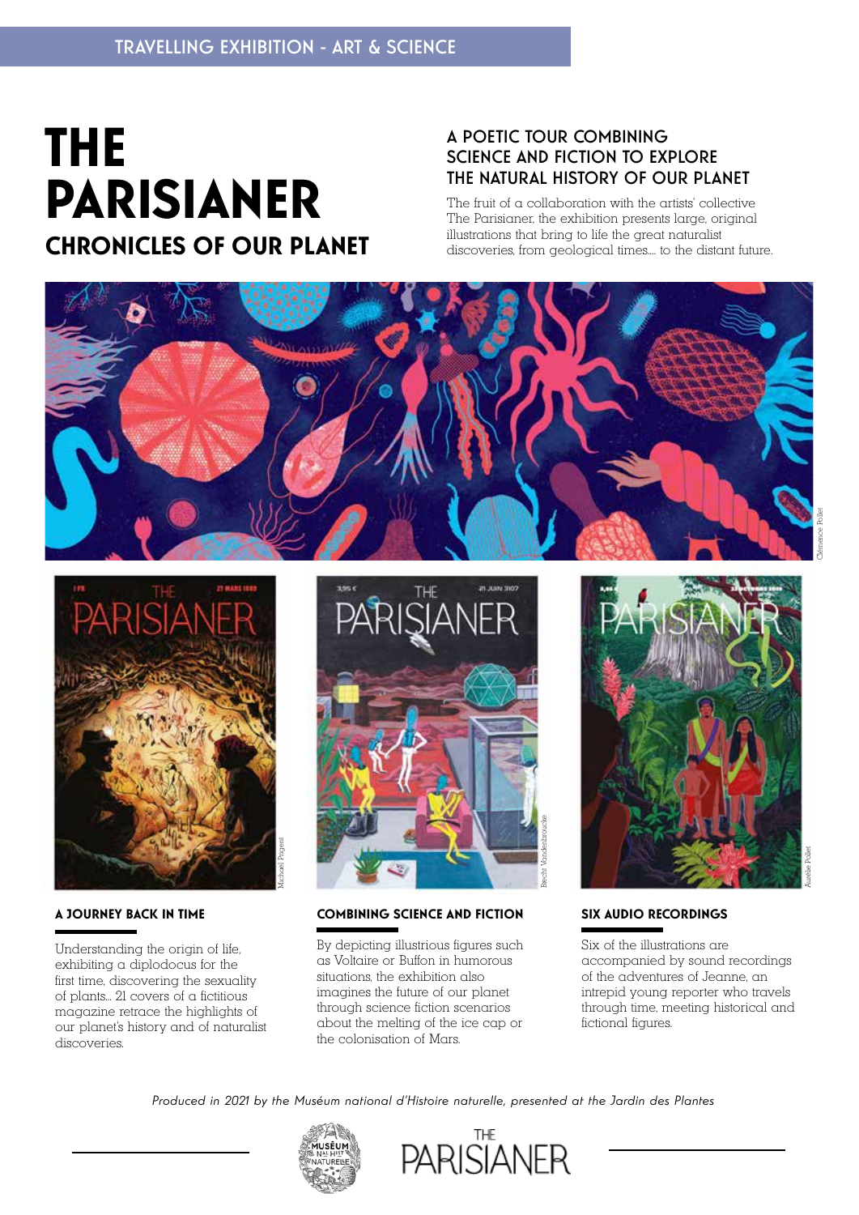TRAVELLING EXHIBITION - ART & SCIENCE

# THE PARISIANER

## CHRONICLES OF OUR PLANET

### A POETIC TOUR COMBINING SCIENCE AND FICTION TO EXPLORE THE NATURAL HISTORY OF OUR PLANET

The fruit of a collaboration with the artists' collective The Parisianer, the exhibition presents large, original illustrations that bring to life the great naturalist discoveries, from geological times.... to the distant future.

Clémence Pollet

Michael Prigent

Brecht Vandenbroucke

Aurélie Pollet

### A JOURNEY BACK IN TIME

Understanding the origin of life, exhibiting a diplodocus for the first time, discovering the sexuality of plants... 21 covers of a fictitious magazine retrace the highlights of our planet's history and of naturalist discoveries.

### COMBINING SCIENCE AND FICTION

By depicting illustrious figures such as Voltaire or Buffon in humorous situations, the exhibition also imagines the future of our planet through science fiction scenarios about the melting of the ice cap or the colonisation of Mars.

### SIX AUDIO RECORDINGS

Six of the illustrations are accompanied by sound recordings of the adventures of Jeanne, an intrepid young reporter who travels through time, meeting historical and fictional figures.

*Produced in 2021 by the Muséum national d'Histoire naturelle, presented at the Jardin des Plantes*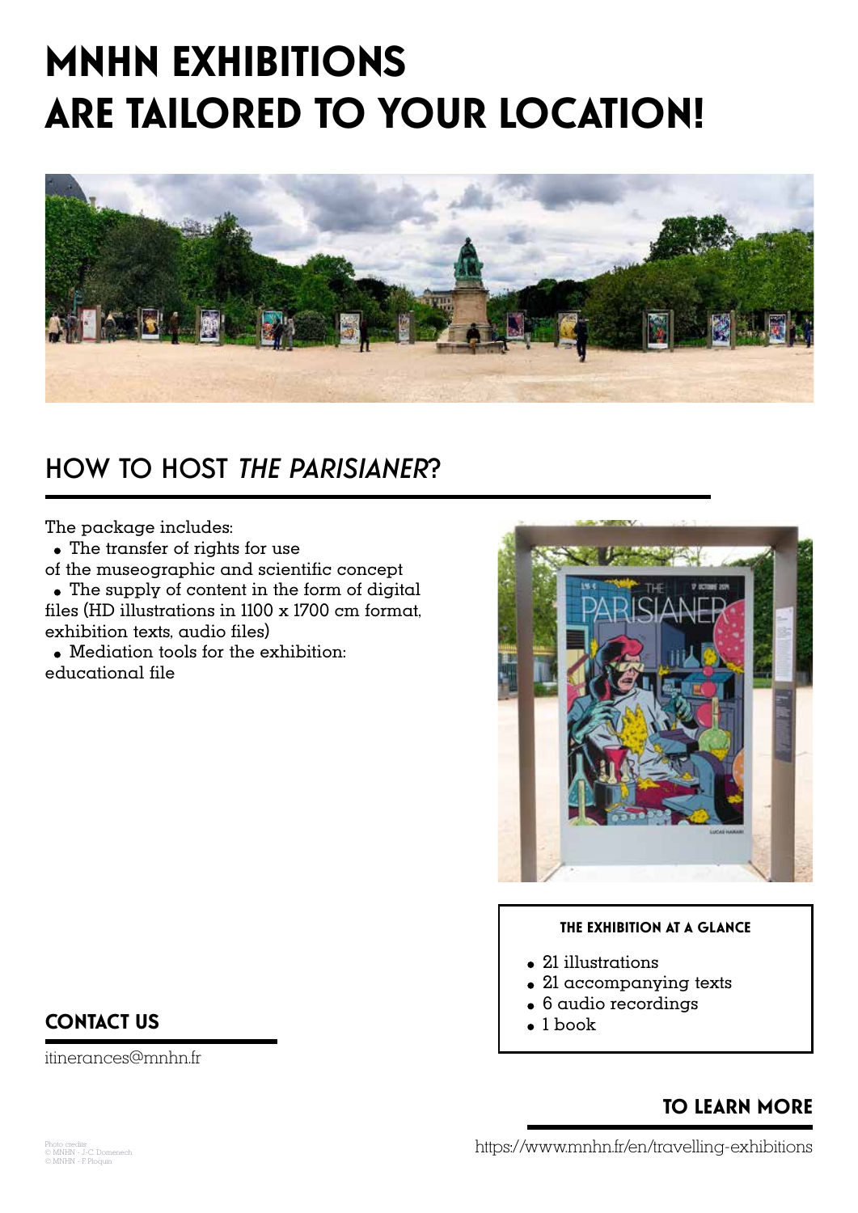# MNHN EXHIBITIONS ARE TAILORED TO YOUR LOCATION!

## HOW TO HOST *THE PARISIANER*?

The package includes:

- The transfer of rights for use of the museographic and scientific concept
- The supply of content in the form of digital files (HD illustrations in 1100 x 1700 cm format, exhibition texts, audio files)
- Mediation tools for the exhibition: educational file

**THE EXHIBITION AT A GLANCE**

- 21 illustrations
- 21 accompanying texts
- 6 audio recordings
- 1 book

## CONTACT US

itinerances@mnhn.fr

## TO LEARN MORE

https://www.mnhn.fr/en/travelling-exhibitions

Photo credits:
© MNHN - J.-C. Domenech
© MNHN - F. Ploquin